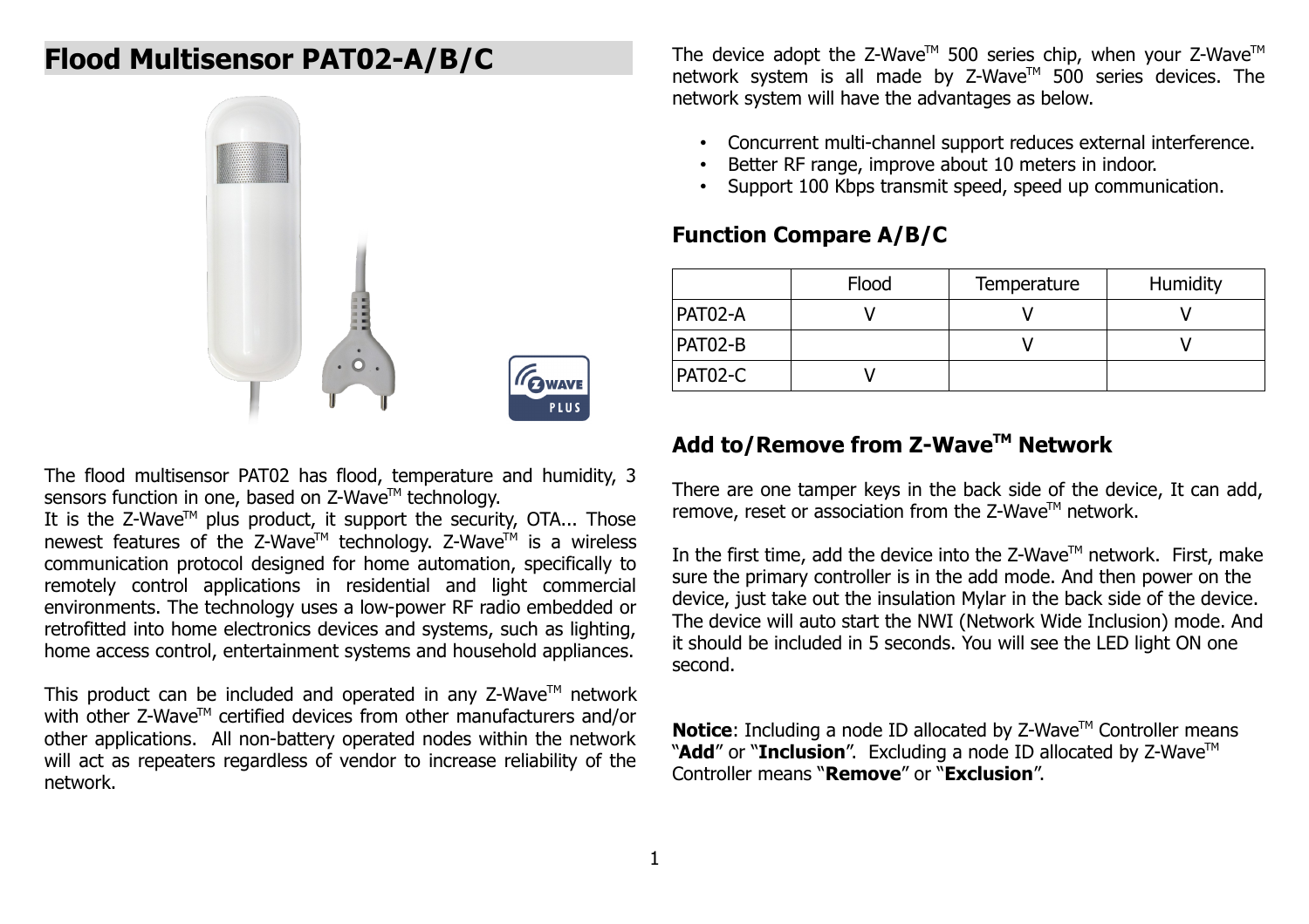# Flood Multisensor PAT02-A/B/C

The flood multisensor PAT02 has flood, temperature and humidity, 3 sensors function in one, based on Z-Wave™ technology.
It is the Z-Wave™ plus product, it support the security, OTA... Those newest features of the Z-Wave™ technology. Z-Wave™ is a wireless communication protocol designed for home automation, specifically to remotely control applications in residential and light commercial environments. The technology uses a low-power RF radio embedded or retrofitted into home electronics devices and systems, such as lighting, home access control, entertainment systems and household appliances.

This product can be included and operated in any Z-Wave™ network with other Z-Wave™ certified devices from other manufacturers and/or other applications. All non-battery operated nodes within the network will act as repeaters regardless of vendor to increase reliability of the network.

The device adopt the Z-Wave™ 500 series chip, when your Z-Wave™ network system is all made by Z-Wave™ 500 series devices. The network system will have the advantages as below.

- Concurrent multi-channel support reduces external interference.
- Better RF range, improve about 10 meters in indoor.
- Support 100 Kbps transmit speed, speed up communication.

## Function Compare A/B/C

| | Flood | Temperature | Humidity |
|---|---|---|---|
| PAT02-A | V | V | V |
| PAT02-B | | V | V |
| PAT02-C | V | | |

## Add to/Remove from Z-Wave™ Network

There are one tamper keys in the back side of the device, It can add, remove, reset or association from the Z-Wave™ network.

In the first time, add the device into the Z-Wave™ network. First, make sure the primary controller is in the add mode. And then power on the device, just take out the insulation Mylar in the back side of the device. The device will auto start the NWI (Network Wide Inclusion) mode. And it should be included in 5 seconds. You will see the LED light ON one second.

**Notice**: Including a node ID allocated by Z-Wave™ Controller means "**Add**" or "**Inclusion**". Excluding a node ID allocated by Z-Wave™ Controller means "**Remove**" or "**Exclusion**".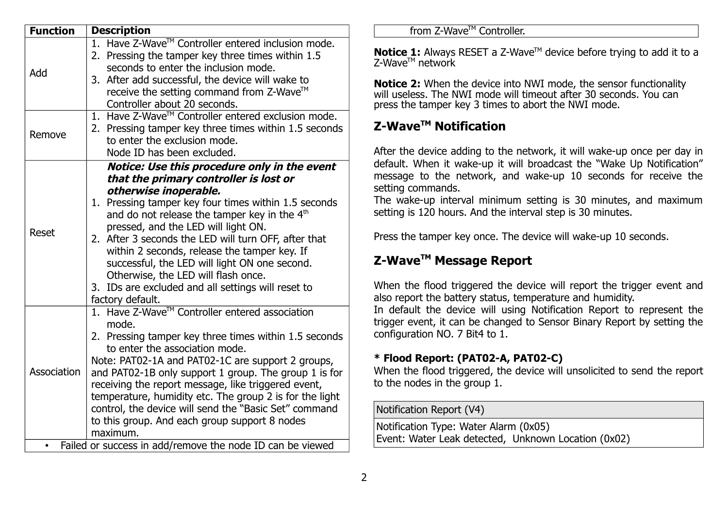| Function | Description |
|---|---|
| Add | 1. Have Z-Wave™ Controller entered inclusion mode.<br>2. Pressing the tamper key three times within 1.5 seconds to enter the inclusion mode.<br>3. After add successful, the device will wake to receive the setting command from Z-Wave™ Controller about 20 seconds. |
| Remove | 1. Have Z-Wave™ Controller entered exclusion mode.<br>2. Pressing tamper key three times within 1.5 seconds to enter the exclusion mode.<br>Node ID has been excluded. |
| Reset | ***Notice: Use this procedure only in the event that the primary controller is lost or otherwise inoperable.***<br>1. Pressing tamper key four times within 1.5 seconds and do not release the tamper key in the 4th pressed, and the LED will light ON.<br>2. After 3 seconds the LED will turn OFF, after that within 2 seconds, release the tamper key. If successful, the LED will light ON one second. Otherwise, the LED will flash once.<br>3. IDs are excluded and all settings will reset to factory default. |
| Association | 1. Have Z-Wave™ Controller entered association mode.<br>2. Pressing tamper key three times within 1.5 seconds to enter the association mode.<br>Note: PAT02-1A and PAT02-1C are support 2 groups, and PAT02-1B only support 1 group. The group 1 is for receiving the report message, like triggered event, temperature, humidity etc. The group 2 is for the light control, the device will send the "Basic Set" command to this group. And each group support 8 nodes maximum. |

- Failed or success in add/remove the node ID can be viewed from Z-Wave™ Controller.

**Notice 1:** Always RESET a Z-Wave™ device before trying to add it to a Z-Wave™ network

**Notice 2:** When the device into NWI mode, the sensor functionality will useless. The NWI mode will timeout after 30 seconds. You can press the tamper key 3 times to abort the NWI mode.

## Z-Wave™ Notification

After the device adding to the network, it will wake-up once per day in default. When it wake-up it will broadcast the "Wake Up Notification" message to the network, and wake-up 10 seconds for receive the setting commands.
The wake-up interval minimum setting is 30 minutes, and maximum setting is 120 hours. And the interval step is 30 minutes.

Press the tamper key once. The device will wake-up 10 seconds.

## Z-Wave™ Message Report

When the flood triggered the device will report the trigger event and also report the battery status, temperature and humidity.
In default the device will using Notification Report to represent the trigger event, it can be changed to Sensor Binary Report by setting the configuration NO. 7 Bit4 to 1.

**\* Flood Report: (PAT02-A, PAT02-C)**
When the flood triggered, the device will unsolicited to send the report to the nodes in the group 1.

| Notification Report (V4) |
|---|
| Notification Type: Water Alarm (0x05)<br>Event: Water Leak detected, Unknown Location (0x02) |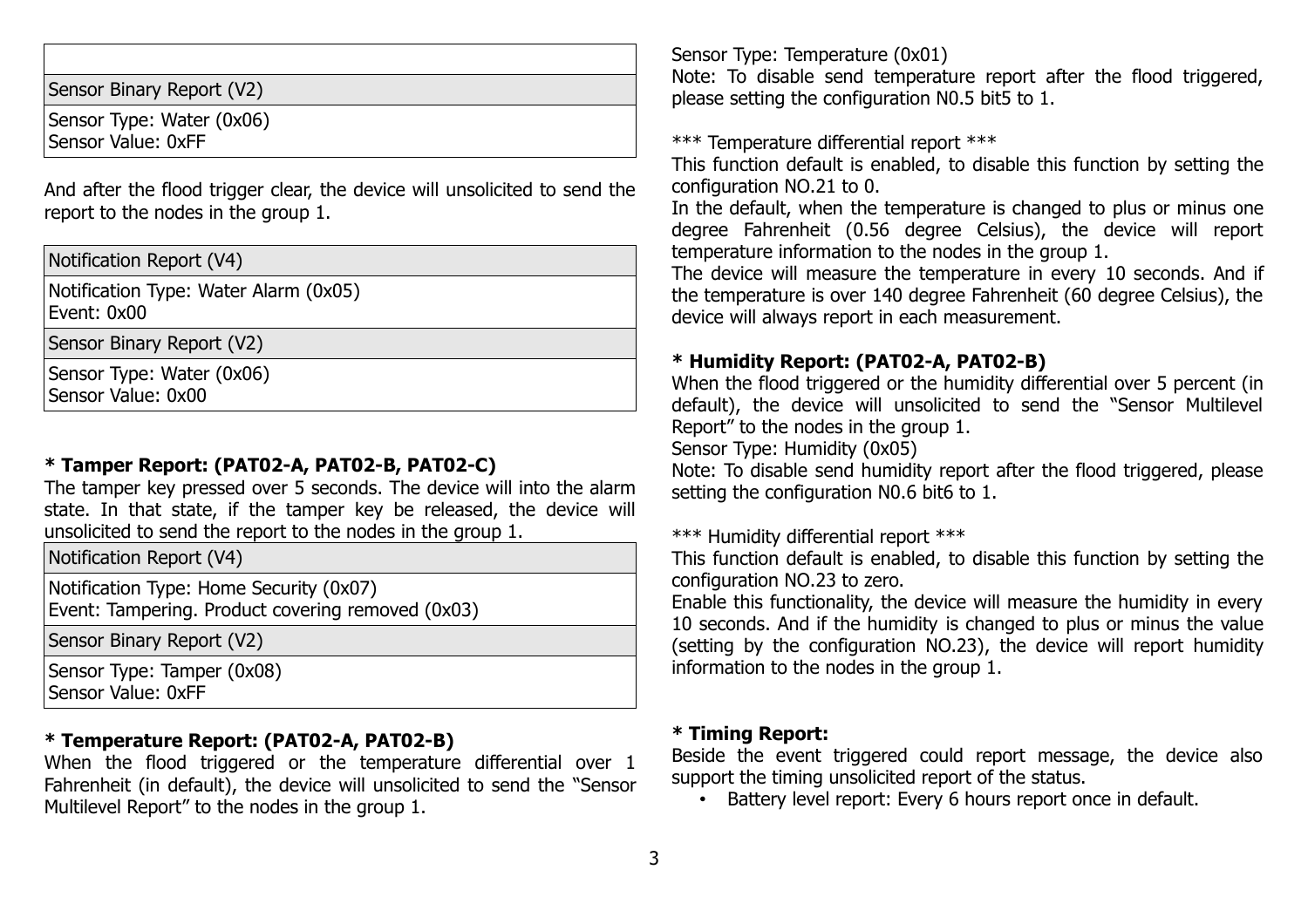| |
|---|
| Sensor Binary Report (V2) |
| Sensor Type: Water (0x06)<br>Sensor Value: 0xFF |

And after the flood trigger clear, the device will unsolicited to send the report to the nodes in the group 1.

| Notification Report (V4) |
|---|
| Notification Type: Water Alarm (0x05)<br>Event: 0x00 |
| Sensor Binary Report (V2) |
| Sensor Type: Water (0x06)<br>Sensor Value: 0x00 |

**\* Tamper Report: (PAT02-A, PAT02-B, PAT02-C)**

The tamper key pressed over 5 seconds. The device will into the alarm state. In that state, if the tamper key be released, the device will unsolicited to send the report to the nodes in the group 1.

| Notification Report (V4) |
|---|
| Notification Type: Home Security (0x07)<br>Event: Tampering. Product covering removed (0x03) |
| Sensor Binary Report (V2) |
| Sensor Type: Tamper (0x08)<br>Sensor Value: 0xFF |

**\* Temperature Report: (PAT02-A, PAT02-B)**

When the flood triggered or the temperature differential over 1 Fahrenheit (in default), the device will unsolicited to send the "Sensor Multilevel Report" to the nodes in the group 1.

Sensor Type: Temperature (0x01)

Note: To disable send temperature report after the flood triggered, please setting the configuration N0.5 bit5 to 1.

\*\*\* Temperature differential report \*\*\*

This function default is enabled, to disable this function by setting the configuration NO.21 to 0.

In the default, when the temperature is changed to plus or minus one degree Fahrenheit (0.56 degree Celsius), the device will report temperature information to the nodes in the group 1.

The device will measure the temperature in every 10 seconds. And if the temperature is over 140 degree Fahrenheit (60 degree Celsius), the device will always report in each measurement.

**\* Humidity Report: (PAT02-A, PAT02-B)**

When the flood triggered or the humidity differential over 5 percent (in default), the device will unsolicited to send the "Sensor Multilevel Report" to the nodes in the group 1.

Sensor Type: Humidity (0x05)

Note: To disable send humidity report after the flood triggered, please setting the configuration N0.6 bit6 to 1.

\*\*\* Humidity differential report \*\*\*

This function default is enabled, to disable this function by setting the configuration NO.23 to zero.

Enable this functionality, the device will measure the humidity in every 10 seconds. And if the humidity is changed to plus or minus the value (setting by the configuration NO.23), the device will report humidity information to the nodes in the group 1.

**\* Timing Report:**

Beside the event triggered could report message, the device also support the timing unsolicited report of the status.

- Battery level report: Every 6 hours report once in default.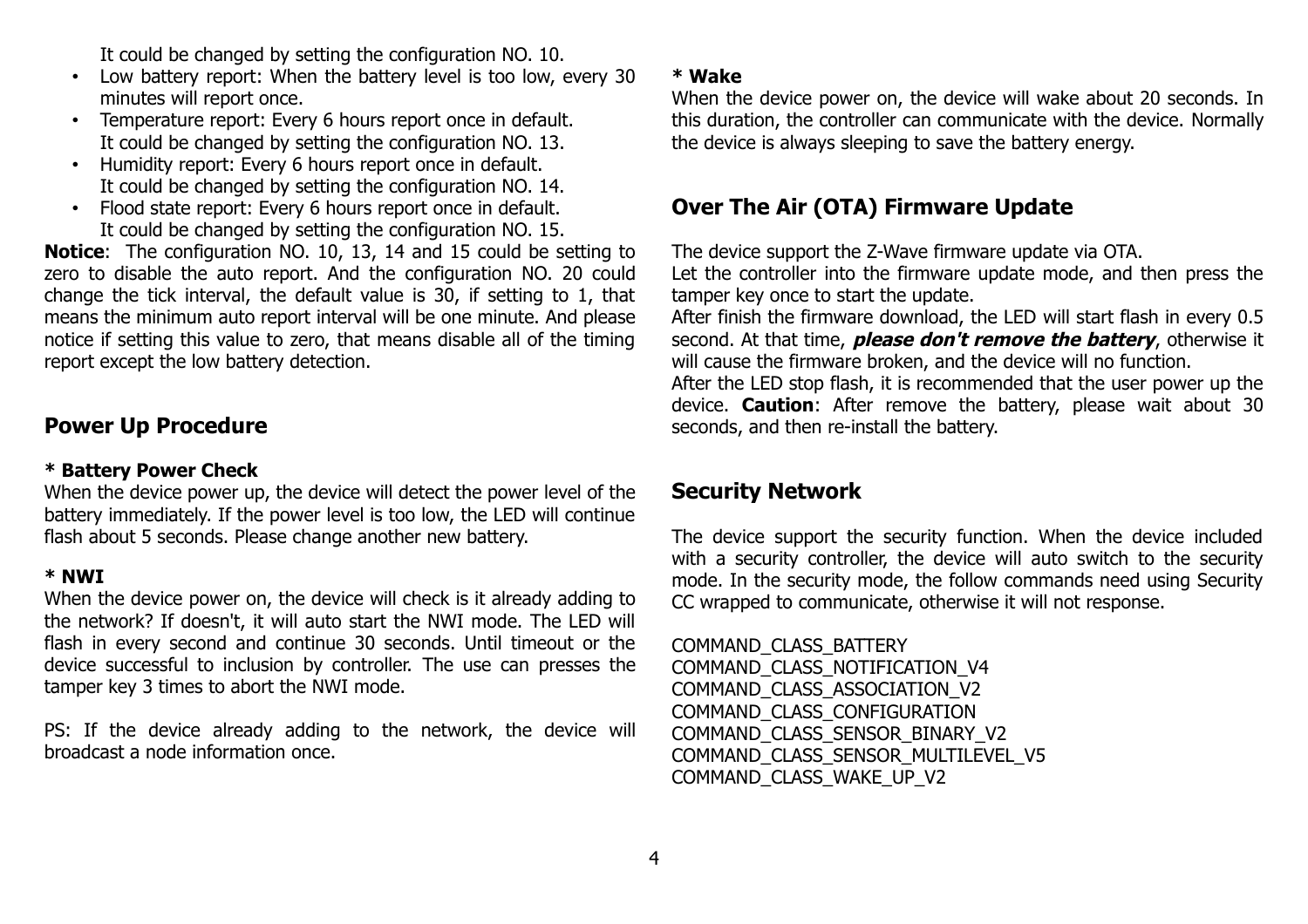It could be changed by setting the configuration NO. 10.

- Low battery report: When the battery level is too low, every 30 minutes will report once.
- Temperature report: Every 6 hours report once in default. It could be changed by setting the configuration NO. 13.
- Humidity report: Every 6 hours report once in default. It could be changed by setting the configuration NO. 14.
- Flood state report: Every 6 hours report once in default. It could be changed by setting the configuration NO. 15.

**Notice**: The configuration NO. 10, 13, 14 and 15 could be setting to zero to disable the auto report. And the configuration NO. 20 could change the tick interval, the default value is 30, if setting to 1, that means the minimum auto report interval will be one minute. And please notice if setting this value to zero, that means disable all of the timing report except the low battery detection.

## Power Up Procedure

**\* Battery Power Check**

When the device power up, the device will detect the power level of the battery immediately. If the power level is too low, the LED will continue flash about 5 seconds. Please change another new battery.

**\* NWI**

When the device power on, the device will check is it already adding to the network? If doesn't, it will auto start the NWI mode. The LED will flash in every second and continue 30 seconds. Until timeout or the device successful to inclusion by controller. The use can presses the tamper key 3 times to abort the NWI mode.

PS: If the device already adding to the network, the device will broadcast a node information once.

**\* Wake**

When the device power on, the device will wake about 20 seconds. In this duration, the controller can communicate with the device. Normally the device is always sleeping to save the battery energy.

## Over The Air (OTA) Firmware Update

The device support the Z-Wave firmware update via OTA.

Let the controller into the firmware update mode, and then press the tamper key once to start the update.

After finish the firmware download, the LED will start flash in every 0.5 second. At that time, ***please don't remove the battery***, otherwise it will cause the firmware broken, and the device will no function.

After the LED stop flash, it is recommended that the user power up the device. **Caution**: After remove the battery, please wait about 30 seconds, and then re-install the battery.

## Security Network

The device support the security function. When the device included with a security controller, the device will auto switch to the security mode. In the security mode, the follow commands need using Security CC wrapped to communicate, otherwise it will not response.

COMMAND_CLASS_BATTERY
COMMAND_CLASS_NOTIFICATION_V4
COMMAND_CLASS_ASSOCIATION_V2
COMMAND_CLASS_CONFIGURATION
COMMAND_CLASS_SENSOR_BINARY_V2
COMMAND_CLASS_SENSOR_MULTILEVEL_V5
COMMAND_CLASS_WAKE_UP_V2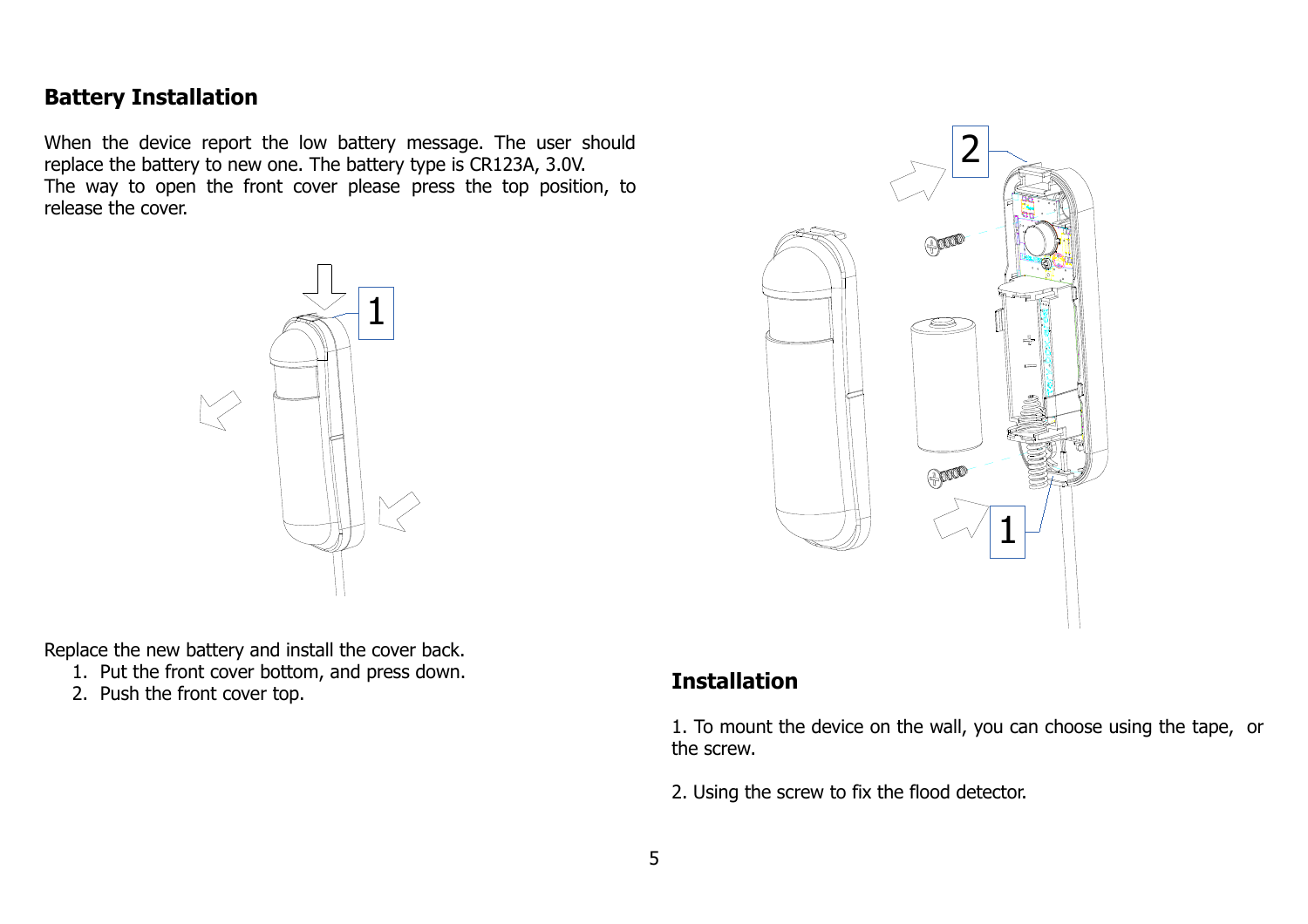## Battery Installation

When the device report the low battery message. The user should replace the battery to new one. The battery type is CR123A, 3.0V.
The way to open the front cover please press the top position, to release the cover.

Replace the new battery and install the cover back.

1. Put the front cover bottom, and press down.
2. Push the front cover top.

## Installation

1. To mount the device on the wall, you can choose using the tape, or the screw.

2. Using the screw to fix the flood detector.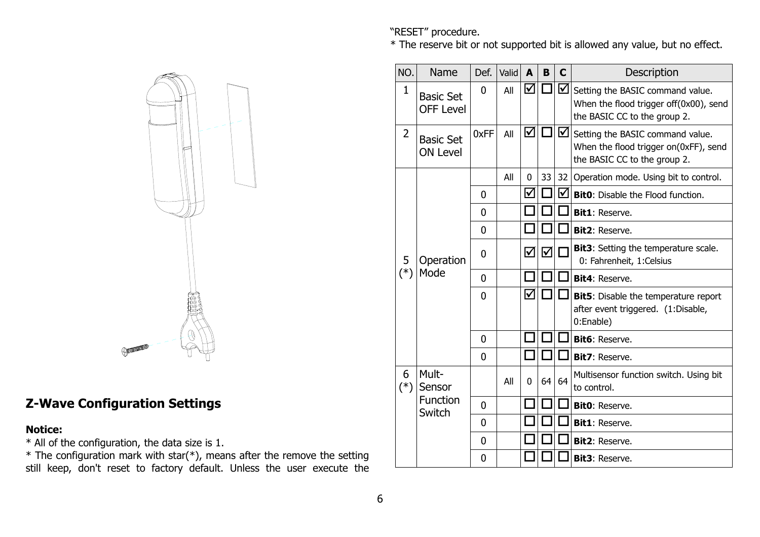## Z-Wave Configuration Settings

**Notice:**

* All of the configuration, the data size is 1.
* The configuration mark with star(*), means after the remove the setting still keep, don't reset to factory default. Unless the user execute the "RESET" procedure.
* The reserve bit or not supported bit is allowed any value, but no effect.

| NO. | Name | Def. | Valid | A | B | C | Description |
|---|---|---|---|---|---|---|---|
| 1 | Basic Set OFF Level | 0 | All | ☑ | ☐ | ☑ | Setting the BASIC command value. When the flood trigger off(0x00), send the BASIC CC to the group 2. |
| 2 | Basic Set ON Level | 0xFF | All | ☑ | ☐ | ☑ | Setting the BASIC command value. When the flood trigger on(0xFF), send the BASIC CC to the group 2. |
| 5 (*) | Operation Mode | | All | 0 | 33 | 32 | Operation mode. Using bit to control. |
| | | 0 | | ☑ | ☐ | ☑ | **Bit0**: Disable the Flood function. |
| | | 0 | | ☐ | ☐ | ☐ | **Bit1**: Reserve. |
| | | 0 | | ☐ | ☐ | ☐ | **Bit2**: Reserve. |
| | | 0 | | ☑ | ☑ | ☐ | **Bit3**: Setting the temperature scale. 0: Fahrenheit, 1:Celsius |
| | | 0 | | ☐ | ☐ | ☐ | **Bit4**: Reserve. |
| | | 0 | | ☑ | ☐ | ☐ | **Bit5**: Disable the temperature report after event triggered. (1:Disable, 0:Enable) |
| | | 0 | | ☐ | ☐ | ☐ | **Bit6**: Reserve. |
| | | 0 | | ☐ | ☐ | ☐ | **Bit7**: Reserve. |
| 6 (*) | Mult-Sensor Function Switch | | All | 0 | 64 | 64 | Multisensor function switch. Using bit to control. |
| | | 0 | | ☐ | ☐ | ☐ | **Bit0**: Reserve. |
| | | 0 | | ☐ | ☐ | ☐ | **Bit1**: Reserve. |
| | | 0 | | ☐ | ☐ | ☐ | **Bit2**: Reserve. |
| | | 0 | | ☐ | ☐ | ☐ | **Bit3**: Reserve. |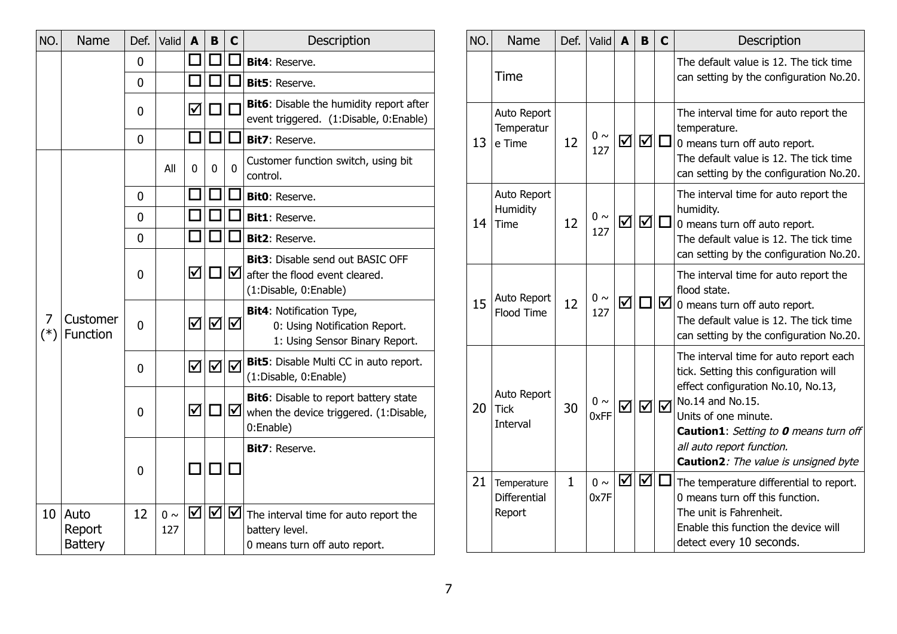| NO. | Name | Def. | Valid | A | B | C | Description |
|---|---|---|---|---|---|---|---|
| | | 0 | | ☐ | ☐ | ☐ | **Bit4**: Reserve. |
| | | 0 | | ☐ | ☐ | ☐ | **Bit5**: Reserve. |
| | | 0 | | ☑ | ☐ | ☐ | **Bit6**: Disable the humidity report after event triggered. (1:Disable, 0:Enable) |
| | | 0 | | ☐ | ☐ | ☐ | **Bit7**: Reserve. |
| 7 (*) | Customer Function | | All | 0 | 0 | 0 | Customer function switch, using bit control. |
| | | 0 | | ☐ | ☐ | ☐ | **Bit0**: Reserve. |
| | | 0 | | ☐ | ☐ | ☐ | **Bit1**: Reserve. |
| | | 0 | | ☐ | ☐ | ☐ | **Bit2**: Reserve. |
| | | 0 | | ☑ | ☐ | ☑ | **Bit3**: Disable send out BASIC OFF after the flood event cleared. (1:Disable, 0:Enable) |
| | | 0 | | ☑ | ☑ | ☑ | **Bit4**: Notification Type,<br>0: Using Notification Report.<br>1: Using Sensor Binary Report. |
| | | 0 | | ☑ | ☑ | ☑ | **Bit5**: Disable Multi CC in auto report. (1:Disable, 0:Enable) |
| | | 0 | | ☑ | ☐ | ☑ | **Bit6**: Disable to report battery state when the device triggered. (1:Disable, 0:Enable) |
| | | 0 | | ☐ | ☐ | ☐ | **Bit7**: Reserve. |
| 10 | Auto Report Battery | 12 | 0 ~ 127 | ☑ | ☑ | ☑ | The interval time for auto report the battery level.<br>0 means turn off auto report. |

| NO. | Name | Def. | Valid | A | B | C | Description |
|---|---|---|---|---|---|---|---|
| | Time | | | | | | The default value is 12. The tick time can setting by the configuration No.20. |
| 13 | Auto Report Temperature Time | 12 | 0 ~ 127 | ☑ | ☑ | ☐ | The interval time for auto report the temperature.<br>0 means turn off auto report.<br>The default value is 12. The tick time can setting by the configuration No.20. |
| 14 | Auto Report Humidity Time | 12 | 0 ~ 127 | ☑ | ☑ | ☐ | The interval time for auto report the humidity.<br>0 means turn off auto report.<br>The default value is 12. The tick time can setting by the configuration No.20. |
| 15 | Auto Report Flood Time | 12 | 0 ~ 127 | ☑ | ☐ | ☑ | The interval time for auto report the flood state.<br>0 means turn off auto report.<br>The default value is 12. The tick time can setting by the configuration No.20. |
| 20 | Auto Report Tick Interval | 30 | 0 ~ 0xFF | ☑ | ☑ | ☑ | The interval time for auto report each tick. Setting this configuration will effect configuration No.10, No.13, No.14 and No.15.<br>Units of one minute.<br>**Caution1**: *Setting to **0** means turn off all auto report function.*<br>**Caution2***: The value is unsigned byte* |
| 21 | Temperature Differential Report | 1 | 0 ~ 0x7F | ☑ | ☑ | ☐ | The temperature differential to report.<br>0 means turn off this function.<br>The unit is Fahrenheit.<br>Enable this function the device will detect every 10 seconds. |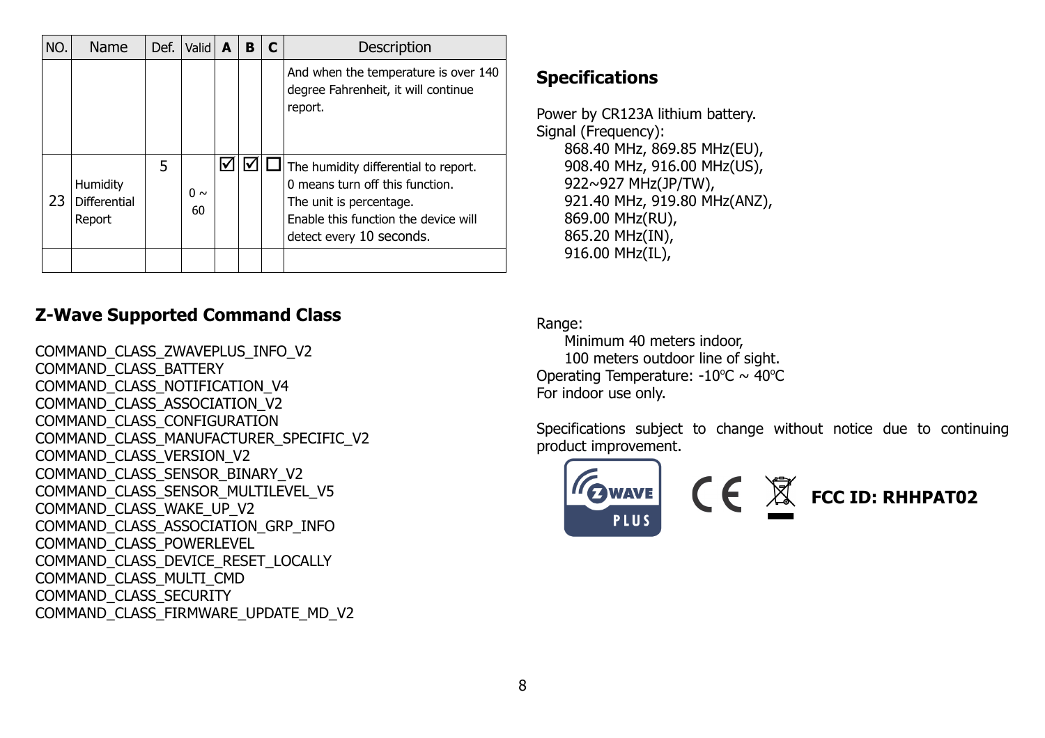| NO. | Name | Def. | Valid | A | B | C | Description |
|---|---|---|---|---|---|---|---|
| | | | | | | | And when the temperature is over 140 degree Fahrenheit, it will continue report. |
| 23 | Humidity Differential Report | 5 | 0 ~ 60 | ☑ | ☑ | ☐ | The humidity differential to report. 0 means turn off this function. The unit is percentage. Enable this function the device will detect every 10 seconds. |
| | | | | | | | |

## Z-Wave Supported Command Class

COMMAND_CLASS_ZWAVEPLUS_INFO_V2
COMMAND_CLASS_BATTERY
COMMAND_CLASS_NOTIFICATION_V4
COMMAND_CLASS_ASSOCIATION_V2
COMMAND_CLASS_CONFIGURATION
COMMAND_CLASS_MANUFACTURER_SPECIFIC_V2
COMMAND_CLASS_VERSION_V2
COMMAND_CLASS_SENSOR_BINARY_V2
COMMAND_CLASS_SENSOR_MULTILEVEL_V5
COMMAND_CLASS_WAKE_UP_V2
COMMAND_CLASS_ASSOCIATION_GRP_INFO
COMMAND_CLASS_POWERLEVEL
COMMAND_CLASS_DEVICE_RESET_LOCALLY
COMMAND_CLASS_MULTI_CMD
COMMAND_CLASS_SECURITY
COMMAND_CLASS_FIRMWARE_UPDATE_MD_V2

## Specifications

Power by CR123A lithium battery.
Signal (Frequency):
868.40 MHz, 869.85 MHz(EU),
908.40 MHz, 916.00 MHz(US),
922~927 MHz(JP/TW),
921.40 MHz, 919.80 MHz(ANZ),
869.00 MHz(RU),
865.20 MHz(IN),
916.00 MHz(IL),

Range:
Minimum 40 meters indoor,
100 meters outdoor line of sight.
Operating Temperature: -10℃ ~ 40℃
For indoor use only.

Specifications subject to change without notice due to continuing product improvement.

**FCC ID: RHHPAT02**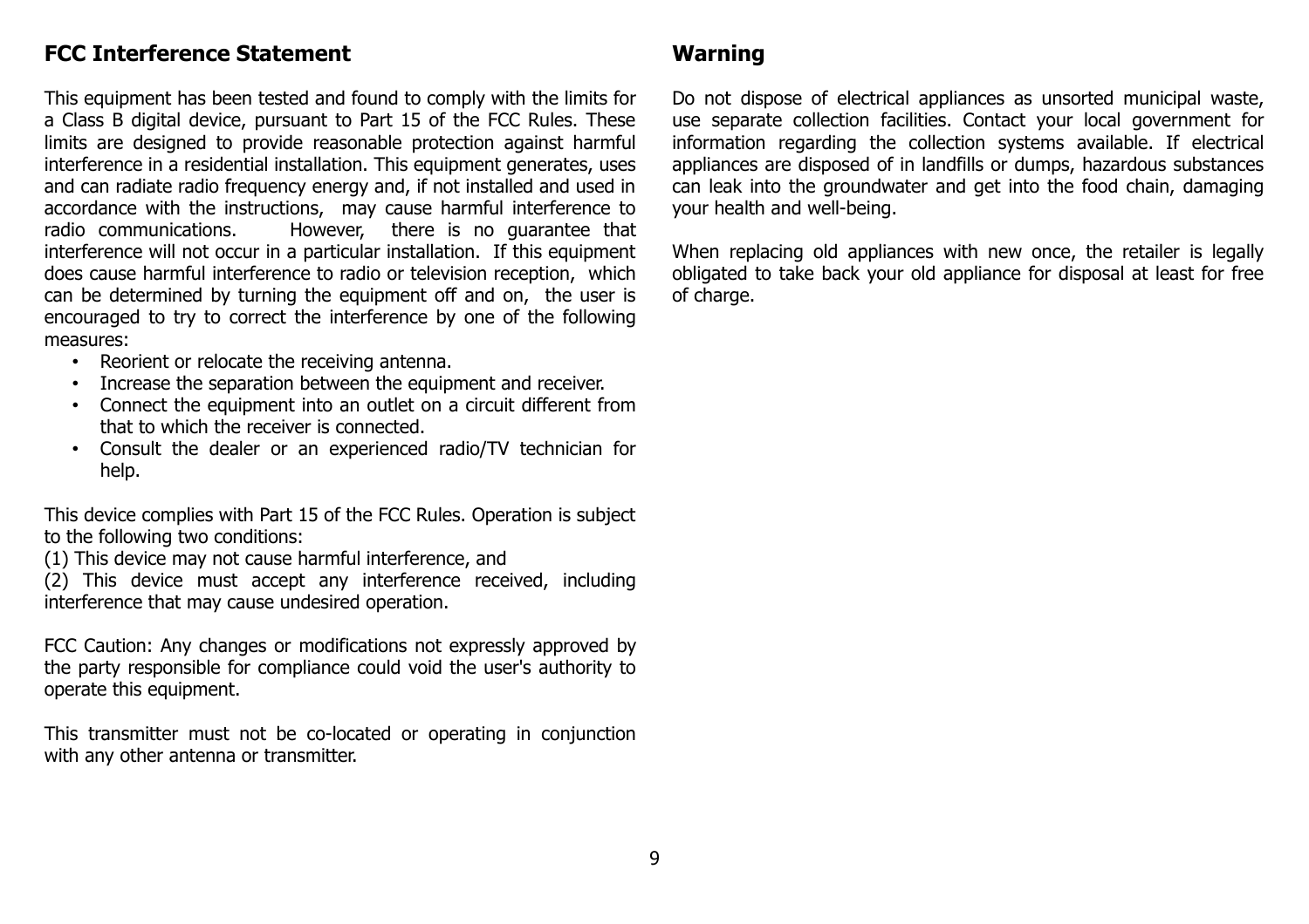## FCC Interference Statement

This equipment has been tested and found to comply with the limits for a Class B digital device, pursuant to Part 15 of the FCC Rules. These limits are designed to provide reasonable protection against harmful interference in a residential installation. This equipment generates, uses and can radiate radio frequency energy and, if not installed and used in accordance with the instructions, may cause harmful interference to radio communications. However, there is no guarantee that interference will not occur in a particular installation. If this equipment does cause harmful interference to radio or television reception, which can be determined by turning the equipment off and on, the user is encouraged to try to correct the interference by one of the following measures:

- Reorient or relocate the receiving antenna.
- Increase the separation between the equipment and receiver.
- Connect the equipment into an outlet on a circuit different from that to which the receiver is connected.
- Consult the dealer or an experienced radio/TV technician for help.

This device complies with Part 15 of the FCC Rules. Operation is subject to the following two conditions:
(1) This device may not cause harmful interference, and
(2) This device must accept any interference received, including interference that may cause undesired operation.

FCC Caution: Any changes or modifications not expressly approved by the party responsible for compliance could void the user's authority to operate this equipment.

This transmitter must not be co-located or operating in conjunction with any other antenna or transmitter.

## Warning

Do not dispose of electrical appliances as unsorted municipal waste, use separate collection facilities. Contact your local government for information regarding the collection systems available. If electrical appliances are disposed of in landfills or dumps, hazardous substances can leak into the groundwater and get into the food chain, damaging your health and well-being.

When replacing old appliances with new once, the retailer is legally obligated to take back your old appliance for disposal at least for free of charge.